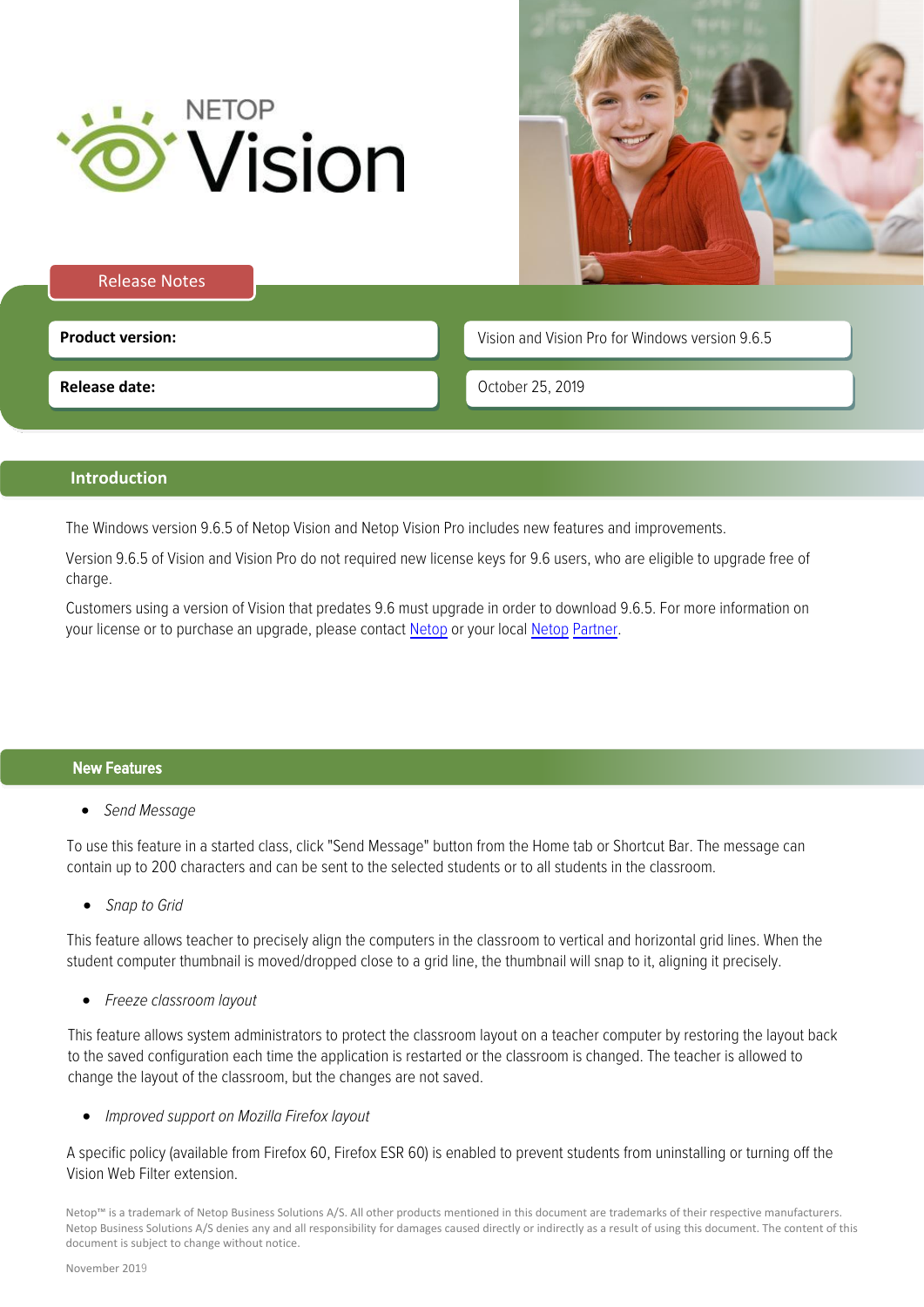# NETOP Vision

Release Notes

| | |
|---|---|
| **Product version:** | Vision and Vision Pro for Windows version 9.6.5 |
| **Release date:** | October 25, 2019 |

## Introduction

The Windows version 9.6.5 of Netop Vision and Netop Vision Pro includes new features and improvements.

Version 9.6.5 of Vision and Vision Pro do not required new license keys for 9.6 users, who are eligible to upgrade free of charge.

Customers using a version of Vision that predates 9.6 must upgrade in order to download 9.6.5. For more information on your license or to purchase an upgrade, please contact Netop or your local Netop Partner.

## New Features

- *Send Message*

To use this feature in a started class, click "Send Message" button from the Home tab or Shortcut Bar. The message can contain up to 200 characters and can be sent to the selected students or to all students in the classroom.

- *Snap to Grid*

This feature allows teacher to precisely align the computers in the classroom to vertical and horizontal grid lines. When the student computer thumbnail is moved/dropped close to a grid line, the thumbnail will snap to it, aligning it precisely.

- *Freeze classroom layout*

This feature allows system administrators to protect the classroom layout on a teacher computer by restoring the layout back to the saved configuration each time the application is restarted or the classroom is changed. The teacher is allowed to change the layout of the classroom, but the changes are not saved.

- *Improved support on Mozilla Firefox layout*

A specific policy (available from Firefox 60, Firefox ESR 60) is enabled to prevent students from uninstalling or turning off the Vision Web Filter extension.

Netop™ is a trademark of Netop Business Solutions A/S. All other products mentioned in this document are trademarks of their respective manufacturers. Netop Business Solutions A/S denies any and all responsibility for damages caused directly or indirectly as a result of using this document. The content of this document is subject to change without notice.

November 2019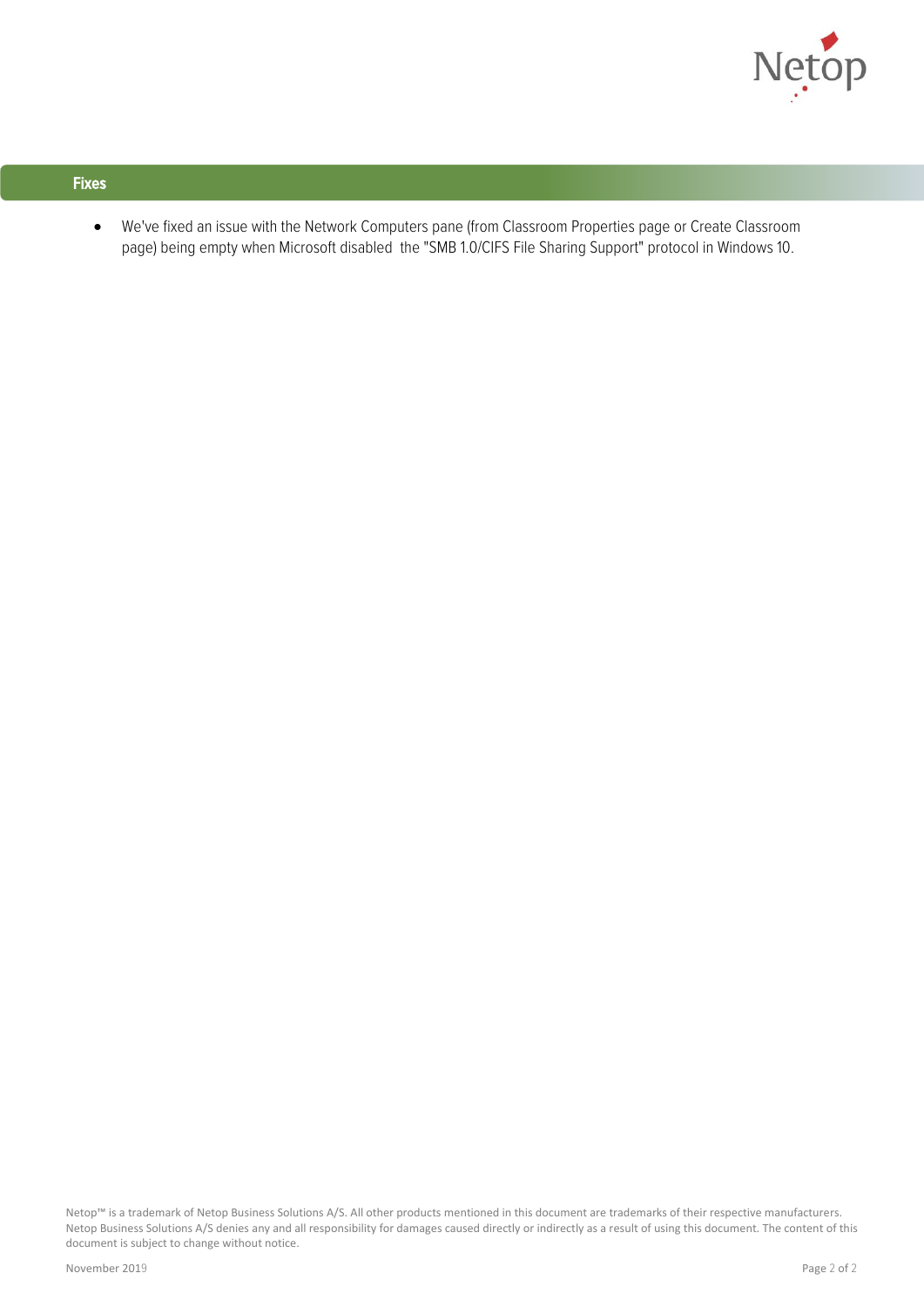## Fixes

- We've fixed an issue with the Network Computers pane (from Classroom Properties page or Create Classroom page) being empty when Microsoft disabled the "SMB 1.0/CIFS File Sharing Support" protocol in Windows 10.

Netop™ is a trademark of Netop Business Solutions A/S. All other products mentioned in this document are trademarks of their respective manufacturers. Netop Business Solutions A/S denies any and all responsibility for damages caused directly or indirectly as a result of using this document. The content of this document is subject to change without notice.

November 2019